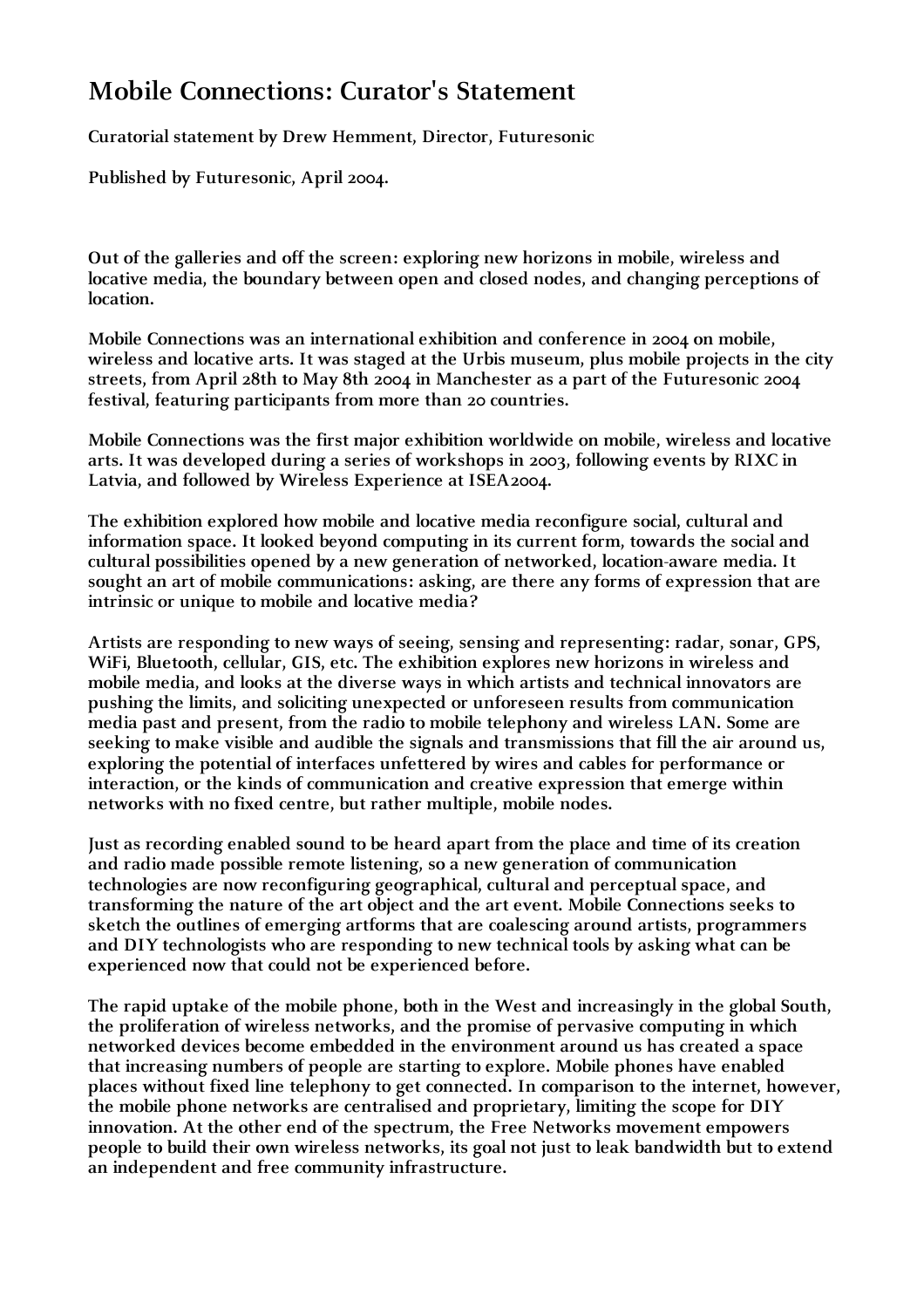# Mobile Connections: Curator's Statement

**Curatorial statement by Drew Hemment, Director, Futuresonic**

**Published by Futuresonic, April 2004.**

**Out of the galleries and off the screen: exploring new horizons in mobile, wireless and locative media, the boundary between open and closed nodes, and changing perceptions of location.**

**Mobile Connections was an international exhibition and conference in 2004 on mobile, wireless and locative arts. It was staged at the Urbis museum, plus mobile projects in the city streets, from April 28th to May 8th 2004 in Manchester as a part of the Futuresonic 2004 festival, featuring participants from more than 20 countries.**

**Mobile Connections was the first major exhibition worldwide on mobile, wireless and locative arts. It was developed during a series of workshops in 2003, following events by RIXC in Latvia, and followed by Wireless Experience at ISEA2004.**

**The exhibition explored how mobile and locative media reconfigure social, cultural and information space. It looked beyond computing in its current form, towards the social and cultural possibilities opened by a new generation of networked, location-aware media. It sought an art of mobile communications: asking, are there any forms of expression that are intrinsic or unique to mobile and locative media?**

**Artists are responding to new ways of seeing, sensing and representing: radar, sonar, GPS, WiFi, Bluetooth, cellular, GIS, etc. The exhibition explores new horizons in wireless and mobile media, and looks at the diverse ways in which artists and technical innovators are pushing the limits, and soliciting unexpected or unforeseen results from communication media past and present, from the radio to mobile telephony and wireless LAN. Some are seeking to make visible and audible the signals and transmissions that fill the air around us, exploring the potential of interfaces unfettered by wires and cables for performance or interaction, or the kinds of communication and creative expression that emerge within networks with no fixed centre, but rather multiple, mobile nodes.**

**Just as recording enabled sound to be heard apart from the place and time of its creation and radio made possible remote listening, so a new generation of communication technologies are now reconfiguring geographical, cultural and perceptual space, and transforming the nature of the art object and the art event. Mobile Connections seeks to sketch the outlines of emerging artforms that are coalescing around artists, programmers and DIY technologists who are responding to new technical tools by asking what can be experienced now that could not be experienced before.**

**The rapid uptake of the mobile phone, both in the West and increasingly in the global South, the proliferation of wireless networks, and the promise of pervasive computing in which networked devices become embedded in the environment around us has created a space that increasing numbers of people are starting to explore. Mobile phones have enabled places without fixed line telephony to get connected. In comparison to the internet, however, the mobile phone networks are centralised and proprietary, limiting the scope for DIY innovation. At the other end of the spectrum, the Free Networks movement empowers people to build their own wireless networks, its goal not just to leak bandwidth but to extend an independent and free community infrastructure.**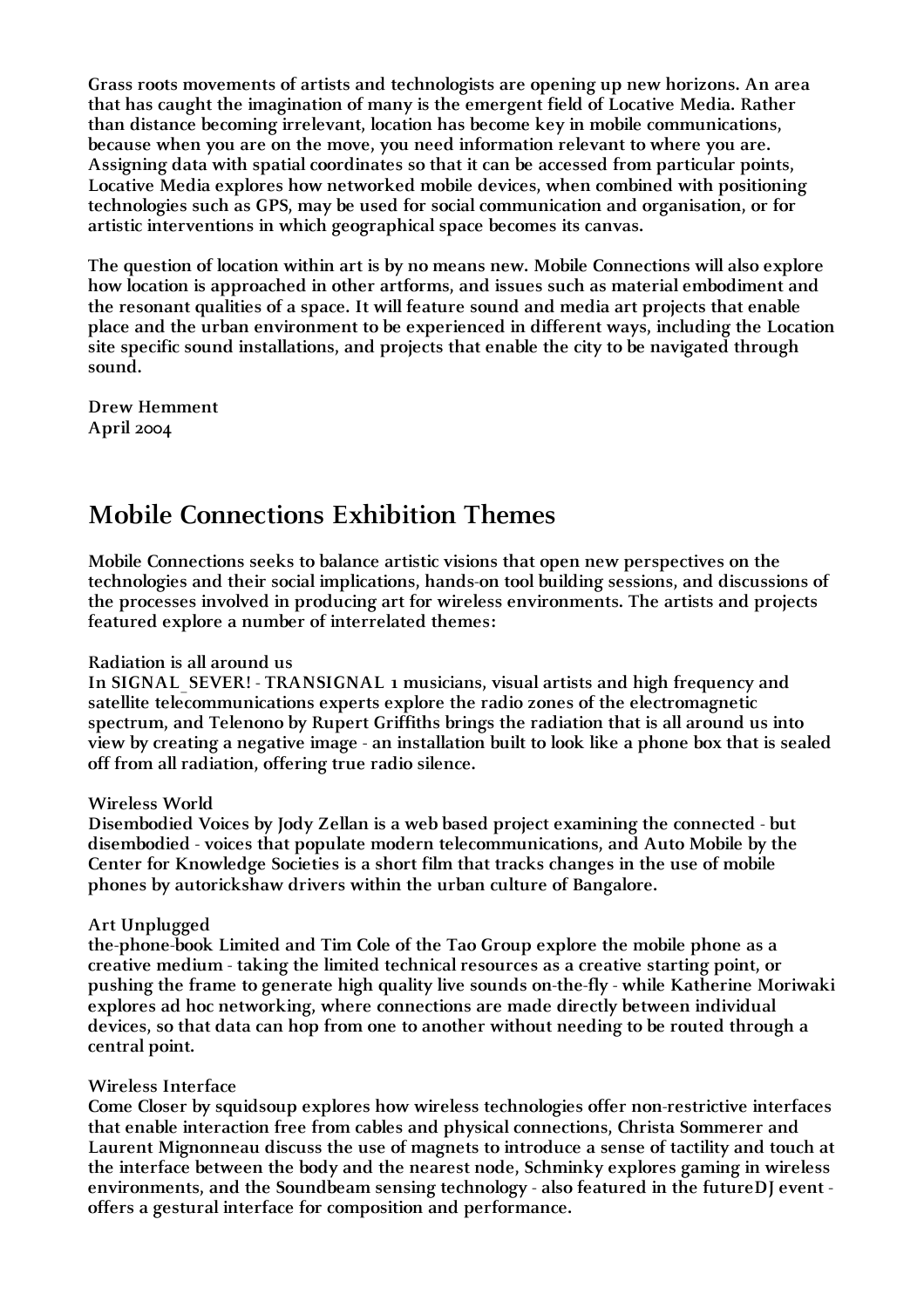Grass roots movements of artists and technologists are opening up new horizons. An area that has caught the imagination of many is the emergent field of Locative Media. Rather than distance becoming irrelevant, location has become key in mobile communications, because when you are on the move, you need information relevant to where you are. Assigning data with spatial coordinates so that it can be accessed from particular points, Locative Media explores how networked mobile devices, when combined with positioning technologies such as GPS, may be used for social communication and organisation, or for artistic interventions in which geographical space becomes its canvas.

The question of location within art is by no means new. Mobile Connections will also explore how location is approached in other artforms, and issues such as material embodiment and the resonant qualities of a space. It will feature sound and media art projects that enable place and the urban environment to be experienced in different ways, including the Location site specific sound installations, and projects that enable the city to be navigated through sound.

Drew Hemment
April 2004

## Mobile Connections Exhibition Themes

Mobile Connections seeks to balance artistic visions that open new perspectives on the technologies and their social implications, hands-on tool building sessions, and discussions of the processes involved in producing art for wireless environments. The artists and projects featured explore a number of interrelated themes:

Radiation is all around us
In SIGNAL_SEVER! - TRANSIGNAL 1 musicians, visual artists and high frequency and satellite telecommunications experts explore the radio zones of the electromagnetic spectrum, and Telenono by Rupert Griffiths brings the radiation that is all around us into view by creating a negative image - an installation built to look like a phone box that is sealed off from all radiation, offering true radio silence.

Wireless World
Disembodied Voices by Jody Zellan is a web based project examining the connected - but disembodied - voices that populate modern telecommunications, and Auto Mobile by the Center for Knowledge Societies is a short film that tracks changes in the use of mobile phones by autorickshaw drivers within the urban culture of Bangalore.

Art Unplugged
the-phone-book Limited and Tim Cole of the Tao Group explore the mobile phone as a creative medium - taking the limited technical resources as a creative starting point, or pushing the frame to generate high quality live sounds on-the-fly - while Katherine Moriwaki explores ad hoc networking, where connections are made directly between individual devices, so that data can hop from one to another without needing to be routed through a central point.

Wireless Interface
Come Closer by squidsoup explores how wireless technologies offer non-restrictive interfaces that enable interaction free from cables and physical connections, Christa Sommerer and Laurent Mignonneau discuss the use of magnets to introduce a sense of tactility and touch at the interface between the body and the nearest node, Schminky explores gaming in wireless environments, and the Soundbeam sensing technology - also featured in the futureDJ event - offers a gestural interface for composition and performance.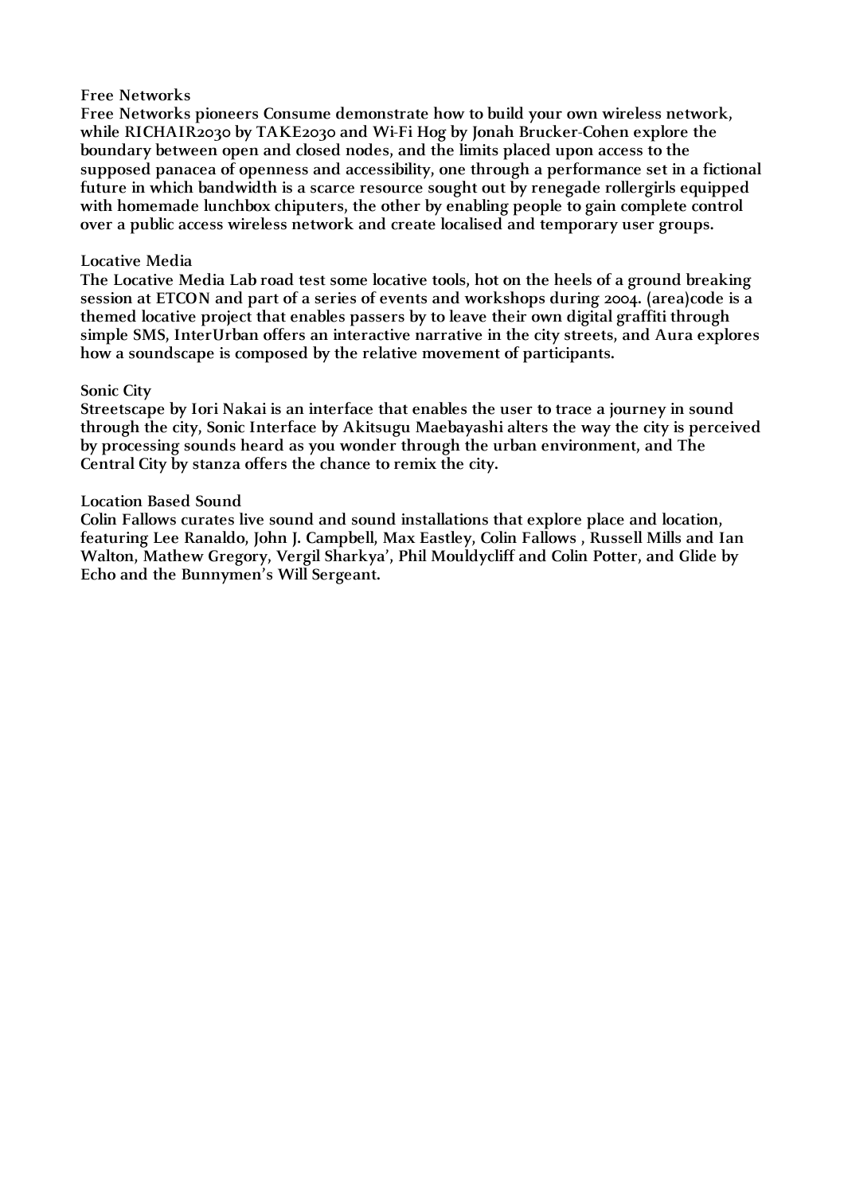## Free Networks

Free Networks pioneers Consume demonstrate how to build your own wireless network, while RICHAIR2030 by TAKE2030 and Wi-Fi Hog by Jonah Brucker-Cohen explore the boundary between open and closed nodes, and the limits placed upon access to the supposed panacea of openness and accessibility, one through a performance set in a fictional future in which bandwidth is a scarce resource sought out by renegade rollergirls equipped with homemade lunchbox chiputers, the other by enabling people to gain complete control over a public access wireless network and create localised and temporary user groups.

## Locative Media

The Locative Media Lab road test some locative tools, hot on the heels of a ground breaking session at ETCON and part of a series of events and workshops during 2004. (area)code is a themed locative project that enables passers by to leave their own digital graffiti through simple SMS, InterUrban offers an interactive narrative in the city streets, and Aura explores how a soundscape is composed by the relative movement of participants.

## Sonic City

Streetscape by Iori Nakai is an interface that enables the user to trace a journey in sound through the city, Sonic Interface by Akitsugu Maebayashi alters the way the city is perceived by processing sounds heard as you wonder through the urban environment, and The Central City by stanza offers the chance to remix the city.

## Location Based Sound

Colin Fallows curates live sound and sound installations that explore place and location, featuring Lee Ranaldo, John J. Campbell, Max Eastley, Colin Fallows , Russell Mills and Ian Walton, Mathew Gregory, Vergil Sharkya', Phil Mouldycliff and Colin Potter, and Glide by Echo and the Bunnymen's Will Sergeant.